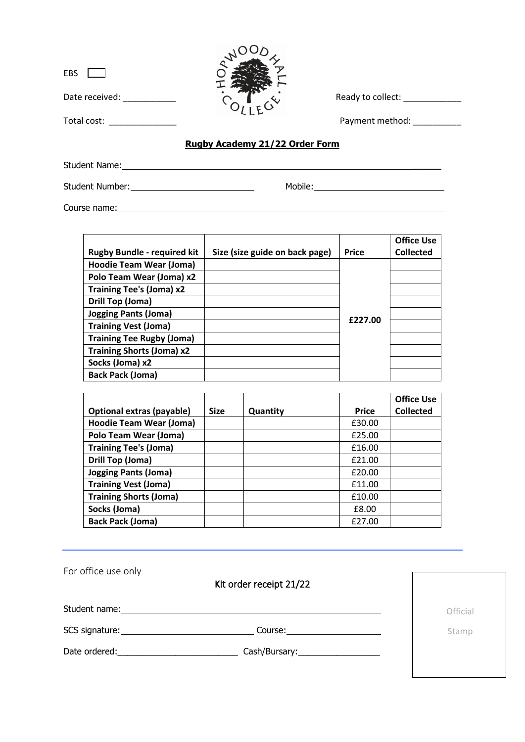EBS ☐

Date received: ___________

Total cost: ______________

HOPWOOD HALL COLLEGE

Ready to collect: ____________

Payment method: __________

**Rugby Academy 21/22 Order Form**

Student Name: ________________________________________________________________

Student Number: _________________________ Mobile: ______________________________

Course name: ______________________________________________________________

| Rugby Bundle - required kit | Size (size guide on back page) | Price | Office Use Collected |
|---|---|---|---|
| Hoodie Team Wear (Joma) | | £227.00 | |
| Polo Team Wear (Joma) x2 | | | |
| Training Tee's (Joma) x2 | | | |
| Drill Top (Joma) | | | |
| Jogging Pants (Joma) | | | |
| Training Vest (Joma) | | | |
| Training Tee Rugby (Joma) | | | |
| Training Shorts (Joma) x2 | | | |
| Socks (Joma) x2 | | | |
| Back Pack (Joma) | | | |

| Optional extras (payable) | Size | Quantity | Price | Office Use Collected |
|---|---|---|---|---|
| Hoodie Team Wear (Joma) | | | £30.00 | |
| Polo Team Wear (Joma) | | | £25.00 | |
| Training Tee's (Joma) | | | £16.00 | |
| Drill Top (Joma) | | | £21.00 | |
| Jogging Pants (Joma) | | | £20.00 | |
| Training Vest (Joma) | | | £11.00 | |
| Training Shorts (Joma) | | | £10.00 | |
| Socks (Joma) | | | £8.00 | |
| Back Pack (Joma) | | | £27.00 | |

---

For office use only

Kit order receipt 21/22

Student name: ______________________________________________

SCS signature: _________________________ Course: __________________

Date ordered: _________________________ Cash/Bursary: _________________

Official Stamp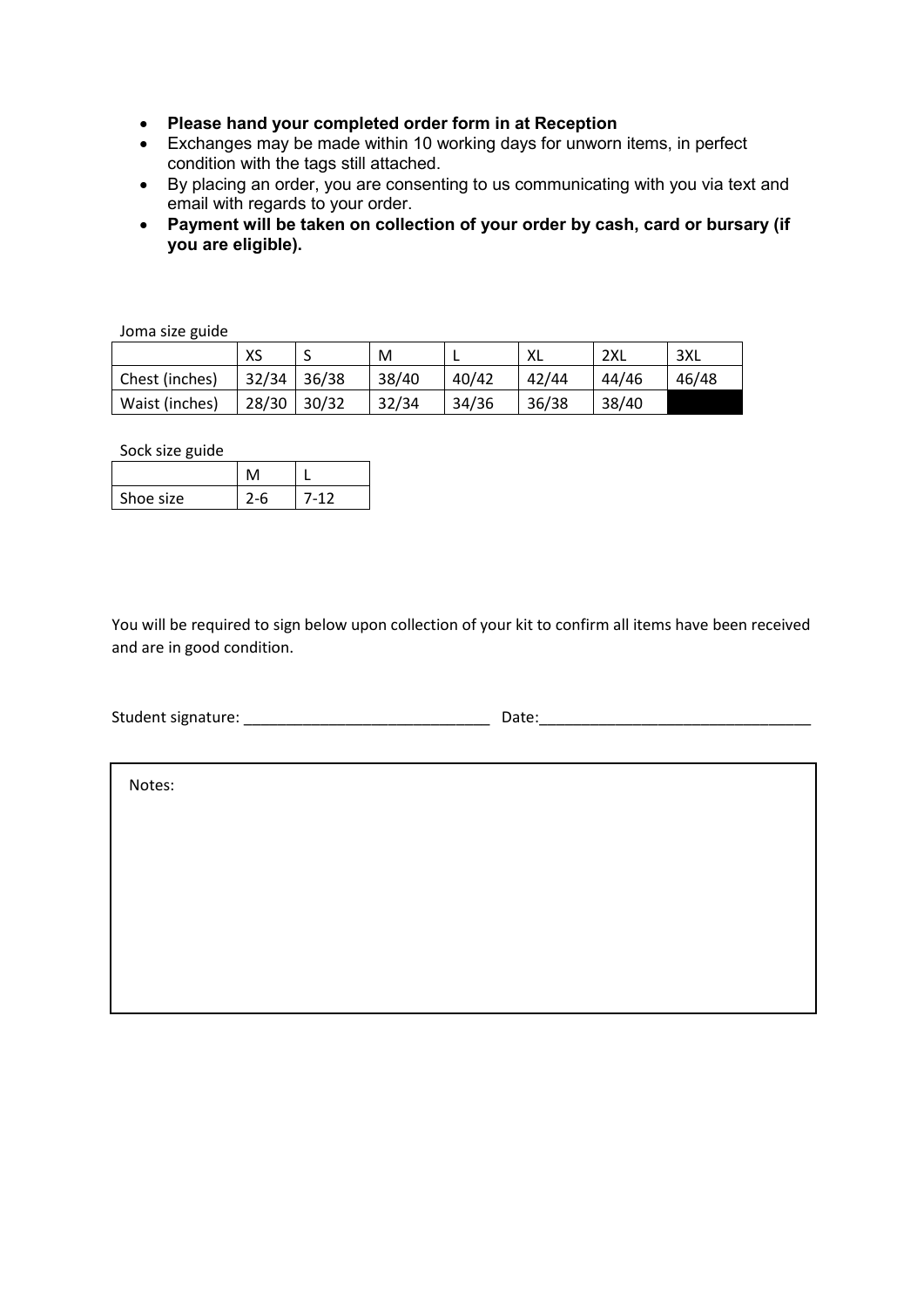- **Please hand your completed order form in at Reception**
- Exchanges may be made within 10 working days for unworn items, in perfect condition with the tags still attached.
- By placing an order, you are consenting to us communicating with you via text and email with regards to your order.
- **Payment will be taken on collection of your order by cash, card or bursary (if you are eligible).**

Joma size guide

| | XS | S | M | L | XL | 2XL | 3XL |
|---|---|---|---|---|---|---|---|
| Chest (inches) | 32/34 | 36/38 | 38/40 | 40/42 | 42/44 | 44/46 | 46/48 |
| Waist (inches) | 28/30 | 30/32 | 32/34 | 34/36 | 36/38 | 38/40 | |

Sock size guide

| | M | L |
|---|---|---|
| Shoe size | 2-6 | 7-12 |

You will be required to sign below upon collection of your kit to confirm all items have been received and are in good condition.

Student signature: ______________________________ Date:_________________________________

Notes: